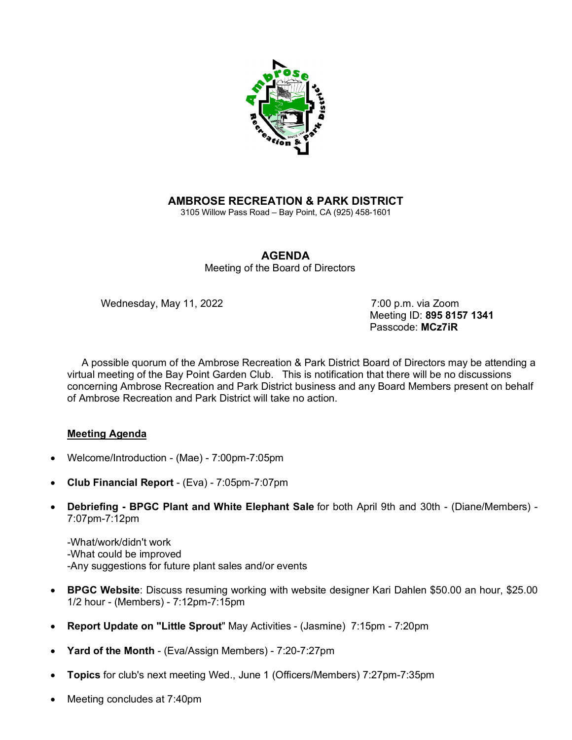# AMBROSE RECREATION & PARK DISTRICT

3105 Willow Pass Road – Bay Point, CA (925) 458-1601

## AGENDA

Meeting of the Board of Directors

Wednesday, May 11, 2022

7:00 p.m. via Zoom
Meeting ID: **895 8157 1341**
Passcode: **MCz7iR**

A possible quorum of the Ambrose Recreation & Park District Board of Directors may be attending a virtual meeting of the Bay Point Garden Club. This is notification that there will be no discussions concerning Ambrose Recreation and Park District business and any Board Members present on behalf of Ambrose Recreation and Park District will take no action.

**Meeting Agenda**

- Welcome/Introduction - (Mae) - 7:00pm-7:05pm
- **Club Financial Report** - (Eva) - 7:05pm-7:07pm
- **Debriefing - BPGC Plant and White Elephant Sale** for both April 9th and 30th - (Diane/Members) - 7:07pm-7:12pm

  -What/work/didn't work
  -What could be improved
  -Any suggestions for future plant sales and/or events

- **BPGC Website**: Discuss resuming working with website designer Kari Dahlen $50.00 an hour, $25.00 1/2 hour - (Members) - 7:12pm-7:15pm
- **Report Update on "Little Sprout**" May Activities - (Jasmine) 7:15pm - 7:20pm
- **Yard of the Month** - (Eva/Assign Members) - 7:20-7:27pm
- **Topics** for club's next meeting Wed., June 1 (Officers/Members) 7:27pm-7:35pm
- Meeting concludes at 7:40pm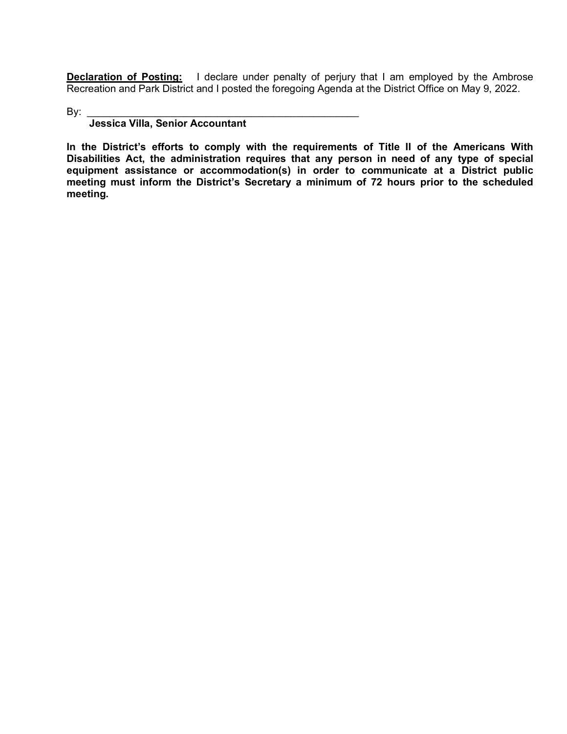**<u>Declaration of Posting:</u>** I declare under penalty of perjury that I am employed by the Ambrose Recreation and Park District and I posted the foregoing Agenda at the District Office on May 9, 2022.

By: ________________________________________________

**Jessica Villa, Senior Accountant**

**In the District's efforts to comply with the requirements of Title II of the Americans With Disabilities Act, the administration requires that any person in need of any type of special equipment assistance or accommodation(s) in order to communicate at a District public meeting must inform the District's Secretary a minimum of 72 hours prior to the scheduled meeting.**